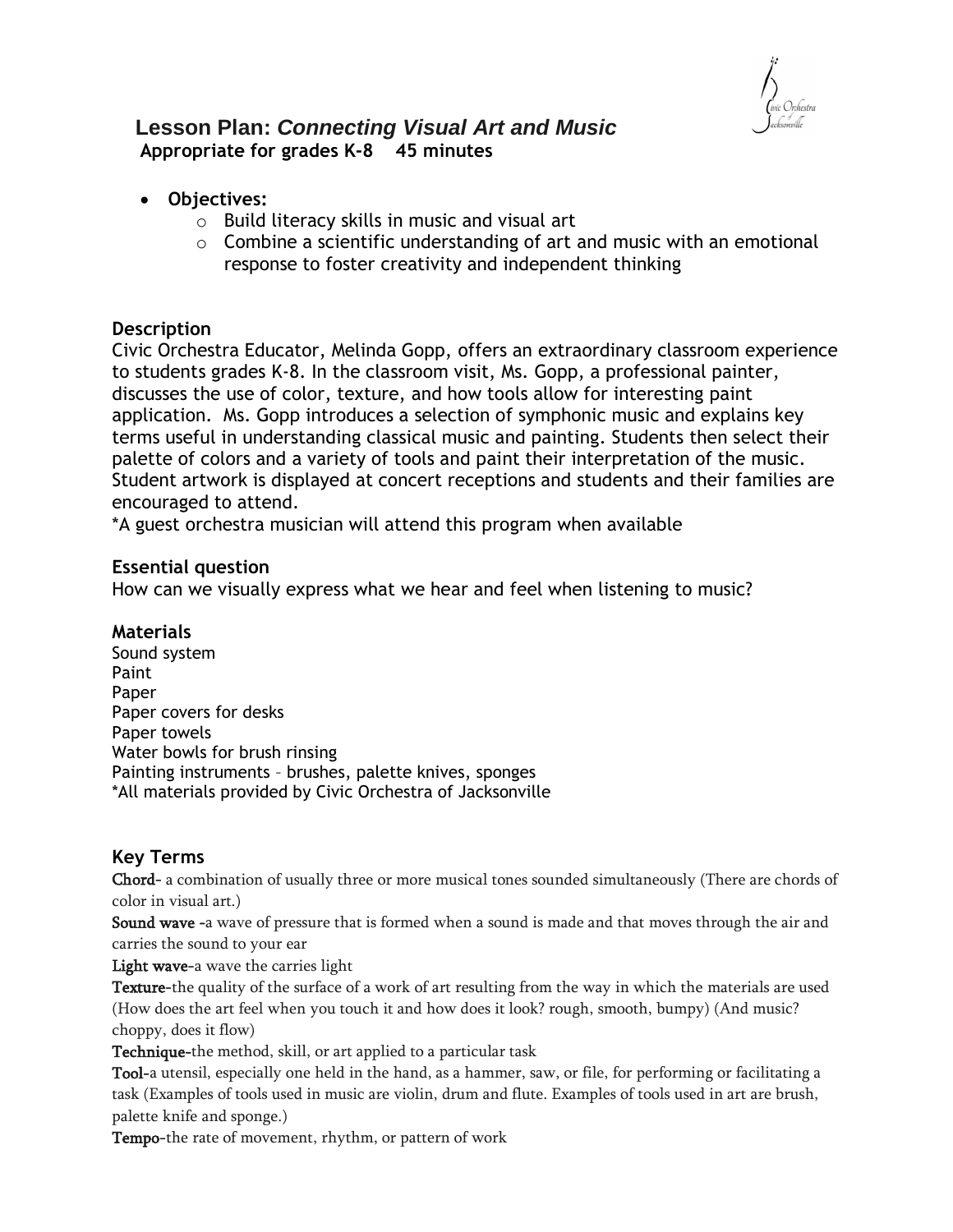# Lesson Plan: *Connecting Visual Art and Music*

**Appropriate for grades K-8 45 minutes**

- **Objectives:**
  - Build literacy skills in music and visual art
  - Combine a scientific understanding of art and music with an emotional response to foster creativity and independent thinking

### Description

Civic Orchestra Educator, Melinda Gopp, offers an extraordinary classroom experience to students grades K-8. In the classroom visit, Ms. Gopp, a professional painter, discusses the use of color, texture, and how tools allow for interesting paint application. Ms. Gopp introduces a selection of symphonic music and explains key terms useful in understanding classical music and painting. Students then select their palette of colors and a variety of tools and paint their interpretation of the music. Student artwork is displayed at concert receptions and students and their families are encouraged to attend.

*A guest orchestra musician will attend this program when available

### Essential question

How can we visually express what we hear and feel when listening to music?

### Materials

Sound system
Paint
Paper
Paper covers for desks
Paper towels
Water bowls for brush rinsing
Painting instruments – brushes, palette knives, sponges
*All materials provided by Civic Orchestra of Jacksonville

### Key Terms

**Chord**- a combination of usually three or more musical tones sounded simultaneously (There are chords of color in visual art.)

**Sound wave** -a wave of pressure that is formed when a sound is made and that moves through the air and carries the sound to your ear

**Light wave**-a wave the carries light

**Texture**-the quality of the surface of a work of art resulting from the way in which the materials are used (How does the art feel when you touch it and how does it look? rough, smooth, bumpy) (And music? choppy, does it flow)

**Technique**-the method, skill, or art applied to a particular task

**Tool**-a utensil, especially one held in the hand, as a hammer, saw, or file, for performing or facilitating a task (Examples of tools used in music are violin, drum and flute. Examples of tools used in art are brush, palette knife and sponge.)

**Tempo**-the rate of movement, rhythm, or pattern of work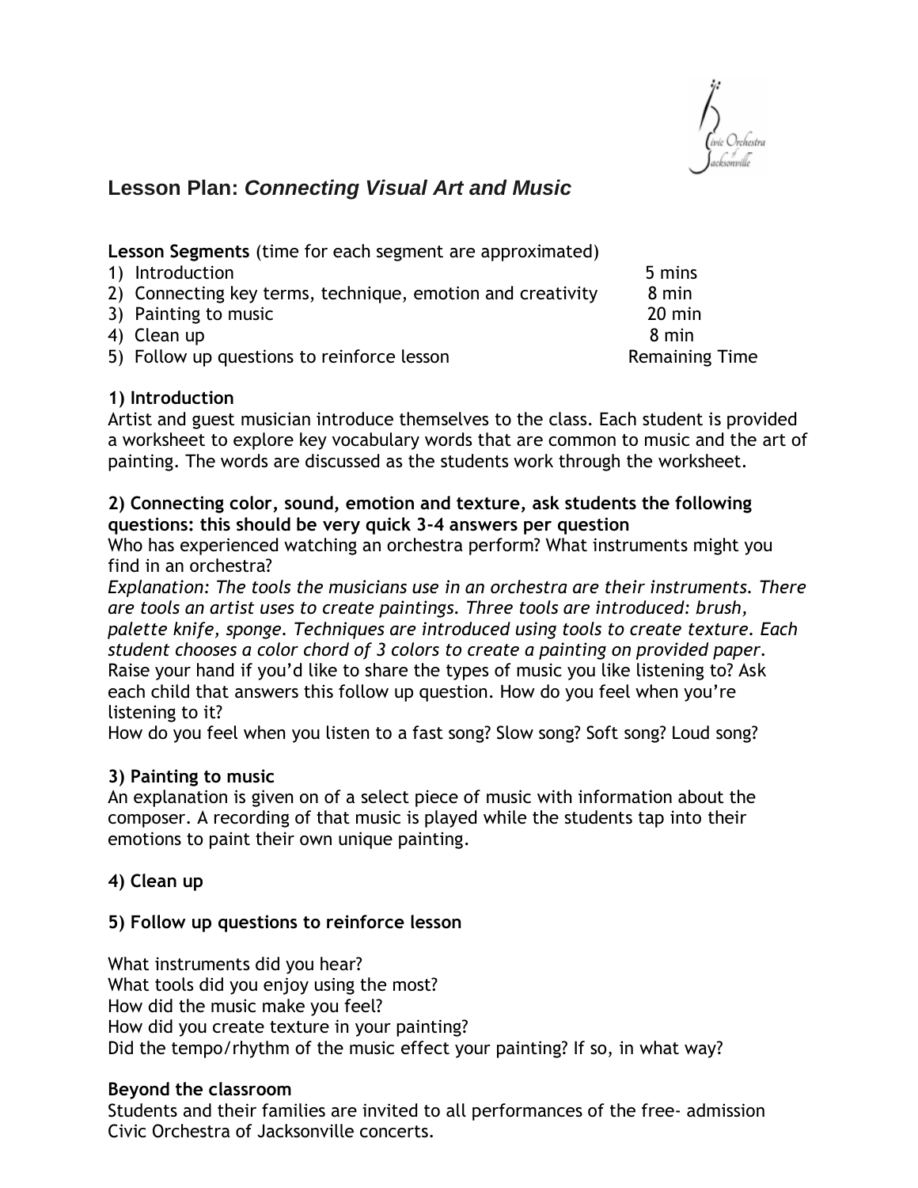## Lesson Plan: *Connecting Visual Art and Music*

**Lesson Segments** (time for each segment are approximated)

| | |
|---|---|
| 1) Introduction | 5 mins |
| 2) Connecting key terms, technique, emotion and creativity | 8 min |
| 3) Painting to music | 20 min |
| 4) Clean up | 8 min |
| 5) Follow up questions to reinforce lesson | Remaining Time |

**1) Introduction**

Artist and guest musician introduce themselves to the class. Each student is provided a worksheet to explore key vocabulary words that are common to music and the art of painting. The words are discussed as the students work through the worksheet.

**2) Connecting color, sound, emotion and texture, ask students the following questions: this should be very quick 3-4 answers per question**

Who has experienced watching an orchestra perform? What instruments might you find in an orchestra?

*Explanation: The tools the musicians use in an orchestra are their instruments. There are tools an artist uses to create paintings. Three tools are introduced: brush, palette knife, sponge. Techniques are introduced using tools to create texture. Each student chooses a color chord of 3 colors to create a painting on provided paper.*

Raise your hand if you'd like to share the types of music you like listening to? Ask each child that answers this follow up question. How do you feel when you're listening to it?

How do you feel when you listen to a fast song? Slow song? Soft song? Loud song?

**3) Painting to music**

An explanation is given on of a select piece of music with information about the composer. A recording of that music is played while the students tap into their emotions to paint their own unique painting.

**4) Clean up**

**5) Follow up questions to reinforce lesson**

What instruments did you hear?
What tools did you enjoy using the most?
How did the music make you feel?
How did you create texture in your painting?
Did the tempo/rhythm of the music effect your painting? If so, in what way?

**Beyond the classroom**

Students and their families are invited to all performances of the free- admission Civic Orchestra of Jacksonville concerts.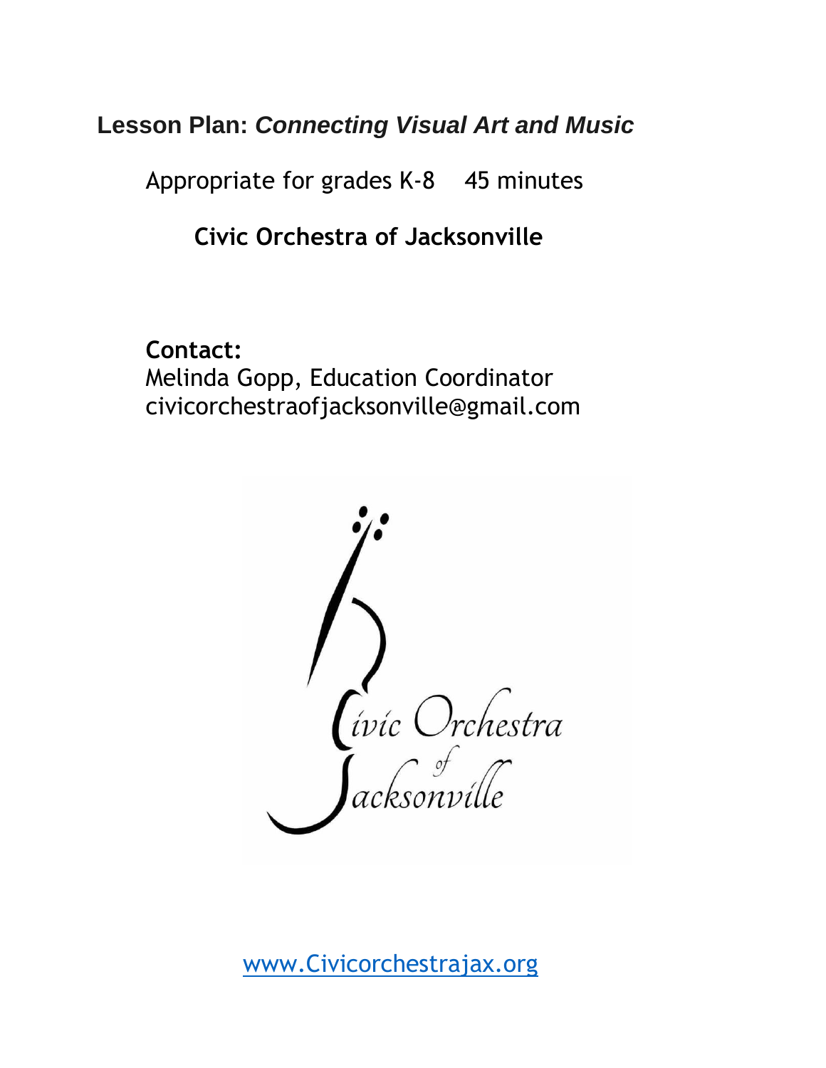# Lesson Plan: *Connecting Visual Art and Music*

Appropriate for grades K-8    45 minutes

**Civic Orchestra of Jacksonville**

**Contact:**
Melinda Gopp, Education Coordinator
civicorchestraofjacksonville@gmail.com

Civic Orchestra of Jacksonville

www.Civicorchestrajax.org